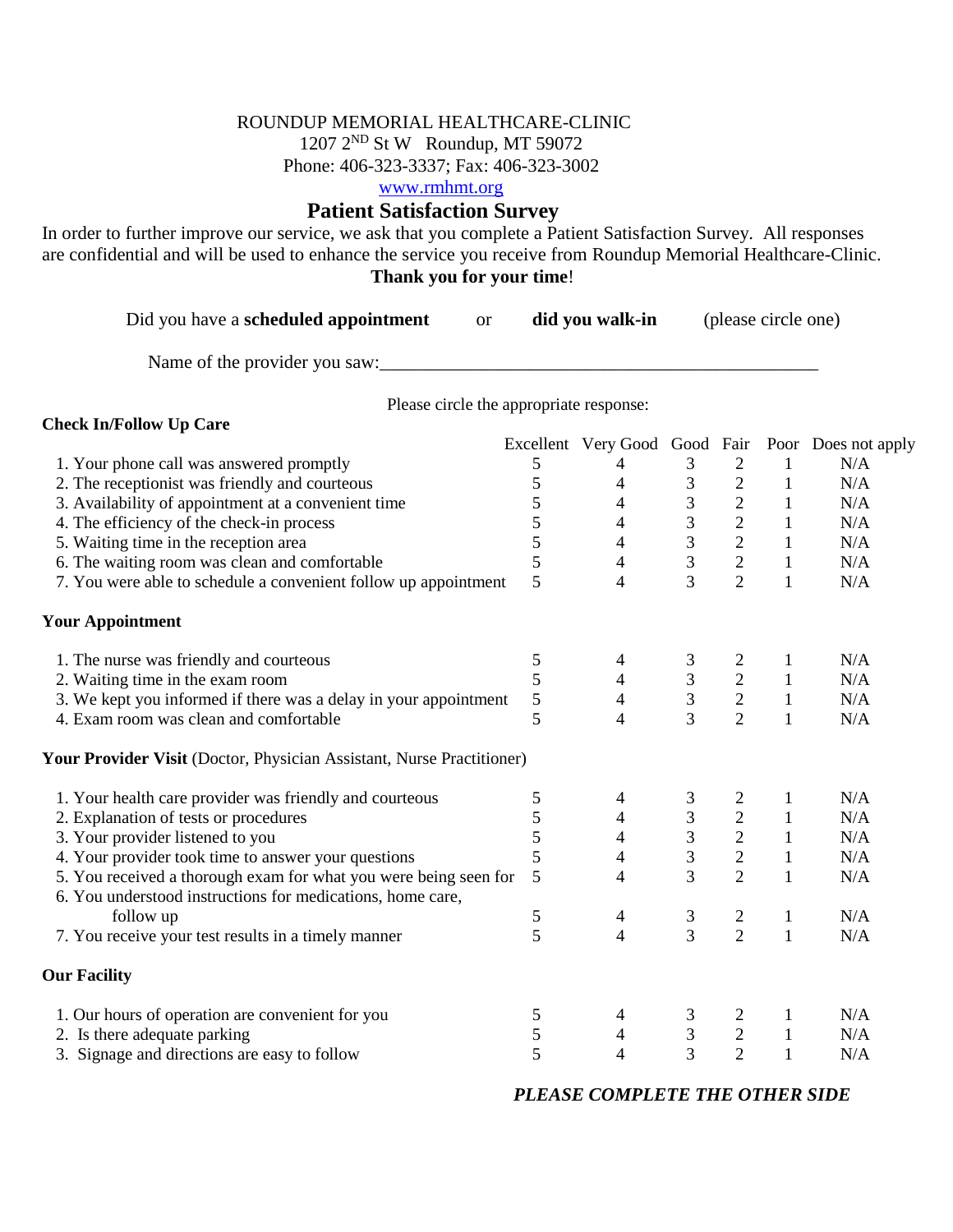ROUNDUP MEMORIAL HEALTHCARE-CLINIC
1207 2ND St W   Roundup, MT 59072
Phone: 406-323-3337; Fax: 406-323-3002
www.rmhmt.org

# Patient Satisfaction Survey

In order to further improve our service, we ask that you complete a Patient Satisfaction Survey. All responses are confidential and will be used to enhance the service you receive from Roundup Memorial Healthcare-Clinic.

**Thank you for your time**!

Did you have a **scheduled appointment** or **did you walk-in** (please circle one)

Name of the provider you saw:_______________________________________________

Please circle the appropriate response:

**Check In/Follow Up Care**

| | Excellent | Very Good | Good | Fair | Poor | Does not apply |
|---|---|---|---|---|---|---|
| 1. Your phone call was answered promptly | 5 | 4 | 3 | 2 | 1 | N/A |
| 2. The receptionist was friendly and courteous | 5 | 4 | 3 | 2 | 1 | N/A |
| 3. Availability of appointment at a convenient time | 5 | 4 | 3 | 2 | 1 | N/A |
| 4. The efficiency of the check-in process | 5 | 4 | 3 | 2 | 1 | N/A |
| 5. Waiting time in the reception area | 5 | 4 | 3 | 2 | 1 | N/A |
| 6. The waiting room was clean and comfortable | 5 | 4 | 3 | 2 | 1 | N/A |
| 7. You were able to schedule a convenient follow up appointment | 5 | 4 | 3 | 2 | 1 | N/A |
| **Your Appointment** | | | | | | |
| 1. The nurse was friendly and courteous | 5 | 4 | 3 | 2 | 1 | N/A |
| 2. Waiting time in the exam room | 5 | 4 | 3 | 2 | 1 | N/A |
| 3. We kept you informed if there was a delay in your appointment | 5 | 4 | 3 | 2 | 1 | N/A |
| 4. Exam room was clean and comfortable | 5 | 4 | 3 | 2 | 1 | N/A |
| **Your Provider Visit** (Doctor, Physician Assistant, Nurse Practitioner) | | | | | | |
| 1. Your health care provider was friendly and courteous | 5 | 4 | 3 | 2 | 1 | N/A |
| 2. Explanation of tests or procedures | 5 | 4 | 3 | 2 | 1 | N/A |
| 3. Your provider listened to you | 5 | 4 | 3 | 2 | 1 | N/A |
| 4. Your provider took time to answer your questions | 5 | 4 | 3 | 2 | 1 | N/A |
| 5. You received a thorough exam for what you were being seen for | 5 | 4 | 3 | 2 | 1 | N/A |
| 6. You understood instructions for medications, home care, follow up | 5 | 4 | 3 | 2 | 1 | N/A |
| 7. You receive your test results in a timely manner | 5 | 4 | 3 | 2 | 1 | N/A |
| **Our Facility** | | | | | | |
| 1. Our hours of operation are convenient for you | 5 | 4 | 3 | 2 | 1 | N/A |
| 2. Is there adequate parking | 5 | 4 | 3 | 2 | 1 | N/A |
| 3. Signage and directions are easy to follow | 5 | 4 | 3 | 2 | 1 | N/A |

***PLEASE COMPLETE THE OTHER SIDE***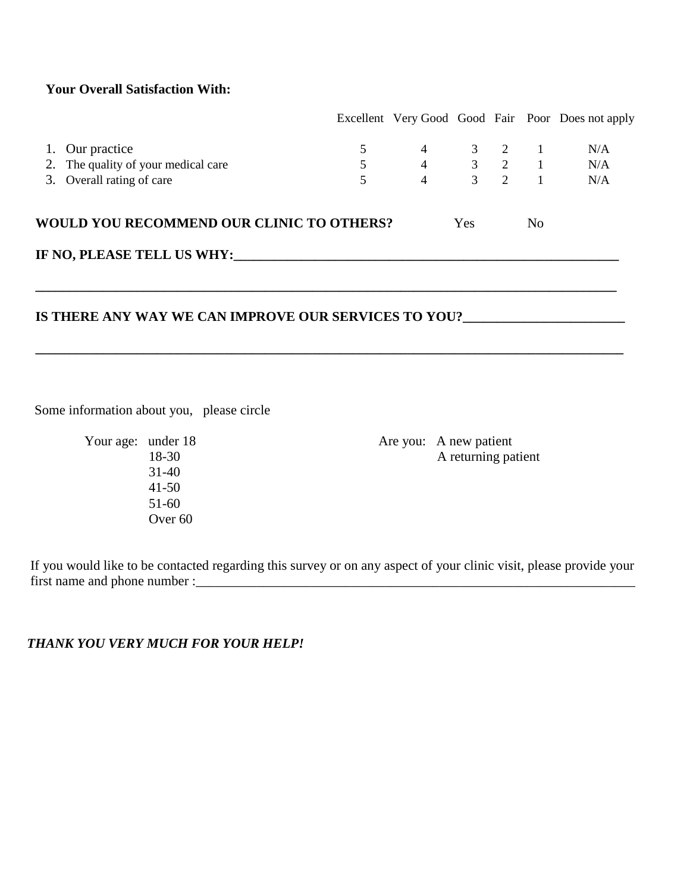**Your Overall Satisfaction With:**

| | Excellent | Very Good | Good | Fair | Poor | Does not apply |
|---|---|---|---|---|---|---|
| 1. Our practice | 5 | 4 | 3 | 2 | 1 | N/A |
| 2. The quality of your medical care | 5 | 4 | 3 | 2 | 1 | N/A |
| 3. Overall rating of care | 5 | 4 | 3 | 2 | 1 | N/A |

**WOULD YOU RECOMMEND OUR CLINIC TO OTHERS?** Yes No

**IF NO, PLEASE TELL US WHY:**____________________________________________________________

__________________________________________________________________________________________

**IS THERE ANY WAY WE CAN IMPROVE OUR SERVICES TO YOU?**________________________

__________________________________________________________________________________________

Some information about you, please circle

Your age:
- under 18
- 18-30
- 31-40
- 41-50
- 51-60
- Over 60

Are you:
- A new patient
- A returning patient

If you would like to be contacted regarding this survey or on any aspect of your clinic visit, please provide your first name and phone number :____________________________________________________________________

***THANK YOU VERY MUCH FOR YOUR HELP!***